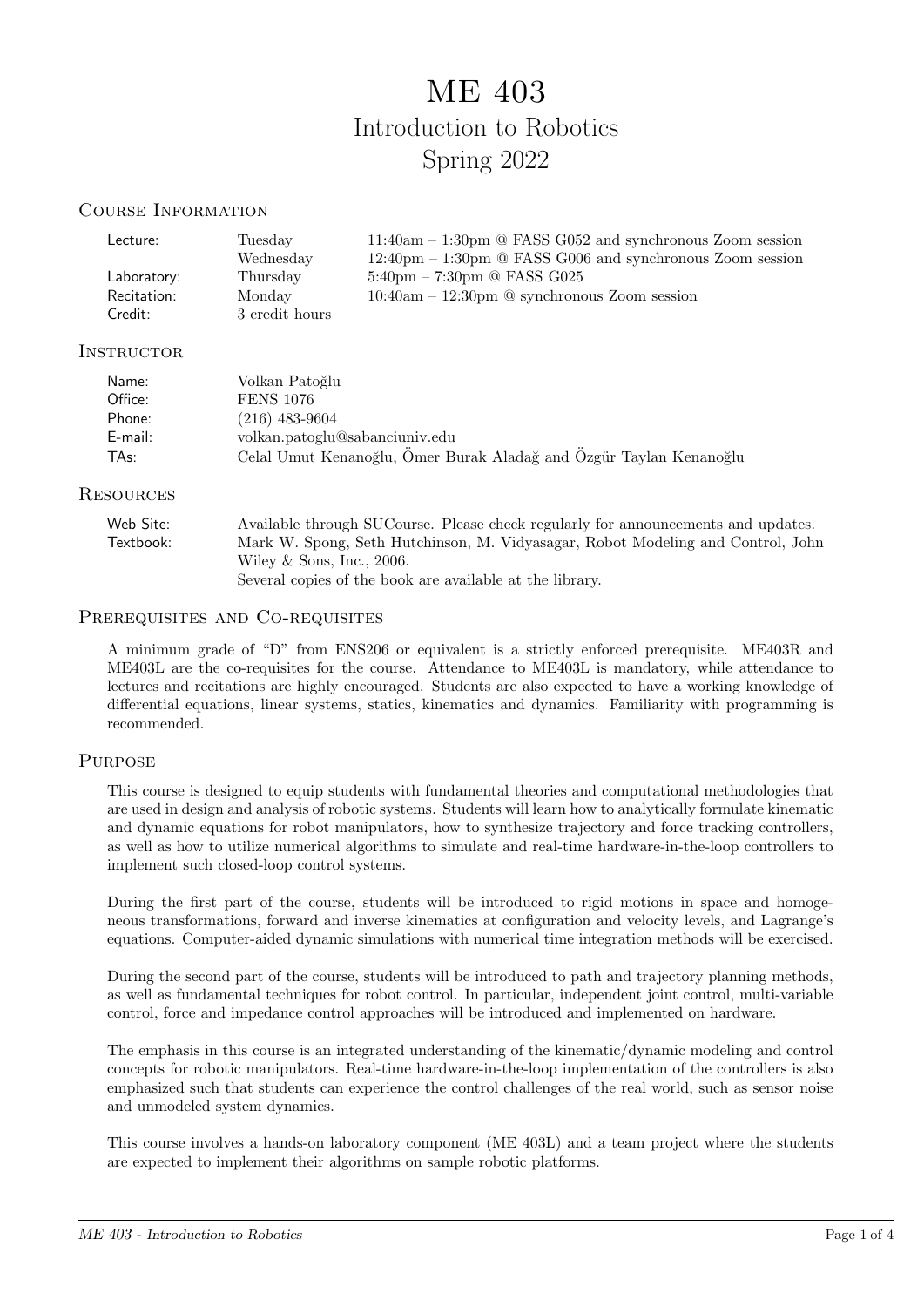# ME 403
## Introduction to Robotics
## Spring 2022

### Course Information

| | | |
|---|---|---|
| Lecture: | Tuesday | 11:40am – 1:30pm @ FASS G052 and synchronous Zoom session |
| | Wednesday | 12:40pm – 1:30pm @ FASS G006 and synchronous Zoom session |
| Laboratory: | Thursday | 5:40pm – 7:30pm @ FASS G025 |
| Recitation: | Monday | 10:40am – 12:30pm @ synchronous Zoom session |
| Credit: | 3 credit hours | |

### Instructor

| | |
|---|---|
| Name: | Volkan Patoğlu |
| Office: | FENS 1076 |
| Phone: | (216) 483-9604 |
| E-mail: | volkan.patoglu@sabanciuniv.edu |
| TAs: | Celal Umut Kenanoğlu, Ömer Burak Aladağ and Özgür Taylan Kenanoğlu |

### Resources

| | |
|---|---|
| Web Site: | Available through SUCourse. Please check regularly for announcements and updates. |
| Textbook: | Mark W. Spong, Seth Hutchinson, M. Vidyasagar, Robot Modeling and Control, John Wiley & Sons, Inc., 2006. Several copies of the book are available at the library. |

### Prerequisites and Co-requisites

A minimum grade of "D" from ENS206 or equivalent is a strictly enforced prerequisite. ME403R and ME403L are the co-requisites for the course. Attendance to ME403L is mandatory, while attendance to lectures and recitations are highly encouraged. Students are also expected to have a working knowledge of differential equations, linear systems, statics, kinematics and dynamics. Familiarity with programming is recommended.

### Purpose

This course is designed to equip students with fundamental theories and computational methodologies that are used in design and analysis of robotic systems. Students will learn how to analytically formulate kinematic and dynamic equations for robot manipulators, how to synthesize trajectory and force tracking controllers, as well as how to utilize numerical algorithms to simulate and real-time hardware-in-the-loop controllers to implement such closed-loop control systems.

During the first part of the course, students will be introduced to rigid motions in space and homogeneous transformations, forward and inverse kinematics at configuration and velocity levels, and Lagrange's equations. Computer-aided dynamic simulations with numerical time integration methods will be exercised.

During the second part of the course, students will be introduced to path and trajectory planning methods, as well as fundamental techniques for robot control. In particular, independent joint control, multi-variable control, force and impedance control approaches will be introduced and implemented on hardware.

The emphasis in this course is an integrated understanding of the kinematic/dynamic modeling and control concepts for robotic manipulators. Real-time hardware-in-the-loop implementation of the controllers is also emphasized such that students can experience the control challenges of the real world, such as sensor noise and unmodeled system dynamics.

This course involves a hands-on laboratory component (ME 403L) and a team project where the students are expected to implement their algorithms on sample robotic platforms.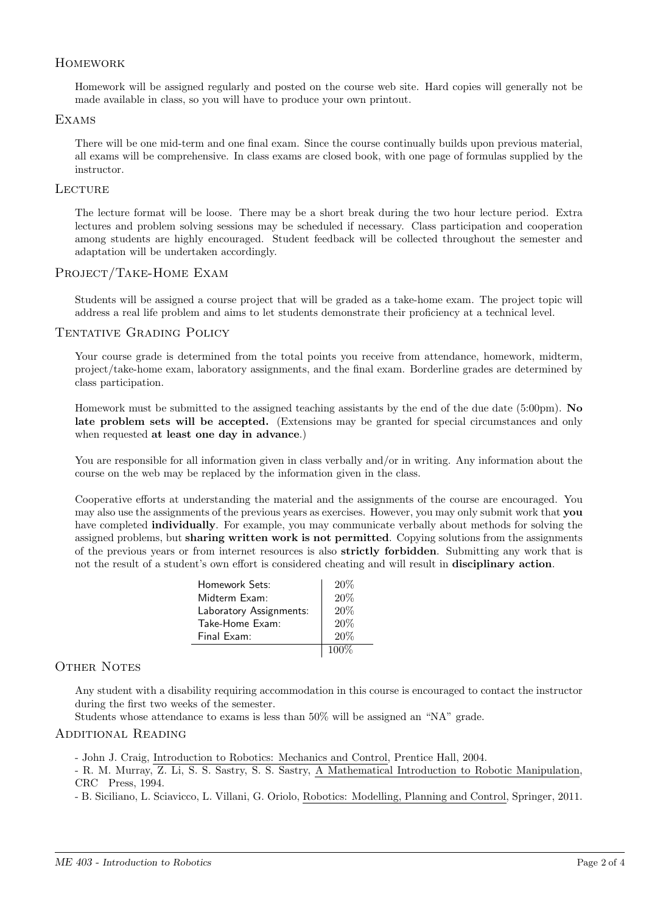## Homework

Homework will be assigned regularly and posted on the course web site. Hard copies will generally not be made available in class, so you will have to produce your own printout.

## Exams

There will be one mid-term and one final exam. Since the course continually builds upon previous material, all exams will be comprehensive. In class exams are closed book, with one page of formulas supplied by the instructor.

## Lecture

The lecture format will be loose. There may be a short break during the two hour lecture period. Extra lectures and problem solving sessions may be scheduled if necessary. Class participation and cooperation among students are highly encouraged. Student feedback will be collected throughout the semester and adaptation will be undertaken accordingly.

## Project/Take-Home Exam

Students will be assigned a course project that will be graded as a take-home exam. The project topic will address a real life problem and aims to let students demonstrate their proficiency at a technical level.

## Tentative Grading Policy

Your course grade is determined from the total points you receive from attendance, homework, midterm, project/take-home exam, laboratory assignments, and the final exam. Borderline grades are determined by class participation.

Homework must be submitted to the assigned teaching assistants by the end of the due date (5:00pm). **No late problem sets will be accepted.** (Extensions may be granted for special circumstances and only when requested **at least one day in advance**.)

You are responsible for all information given in class verbally and/or in writing. Any information about the course on the web may be replaced by the information given in the class.

Cooperative efforts at understanding the material and the assignments of the course are encouraged. You may also use the assignments of the previous years as exercises. However, you may only submit work that **you** have completed **individually**. For example, you may communicate verbally about methods for solving the assigned problems, but **sharing written work is not permitted**. Copying solutions from the assignments of the previous years or from internet resources is also **strictly forbidden**. Submitting any work that is not the result of a student's own effort is considered cheating and will result in **disciplinary action**.

| | |
|---|---|
| Homework Sets: | 20% |
| Midterm Exam: | 20% |
| Laboratory Assignments: | 20% |
| Take-Home Exam: | 20% |
| Final Exam: | 20% |
| | 100% |

## Other Notes

Any student with a disability requiring accommodation in this course is encouraged to contact the instructor during the first two weeks of the semester.
Students whose attendance to exams is less than 50% will be assigned an "NA" grade.

## Additional Reading

- John J. Craig, Introduction to Robotics: Mechanics and Control, Prentice Hall, 2004.
- R. M. Murray, Z. Li, S. S. Sastry, S. S. Sastry, A Mathematical Introduction to Robotic Manipulation, CRC Press, 1994.
- B. Siciliano, L. Sciavicco, L. Villani, G. Oriolo, Robotics: Modelling, Planning and Control, Springer, 2011.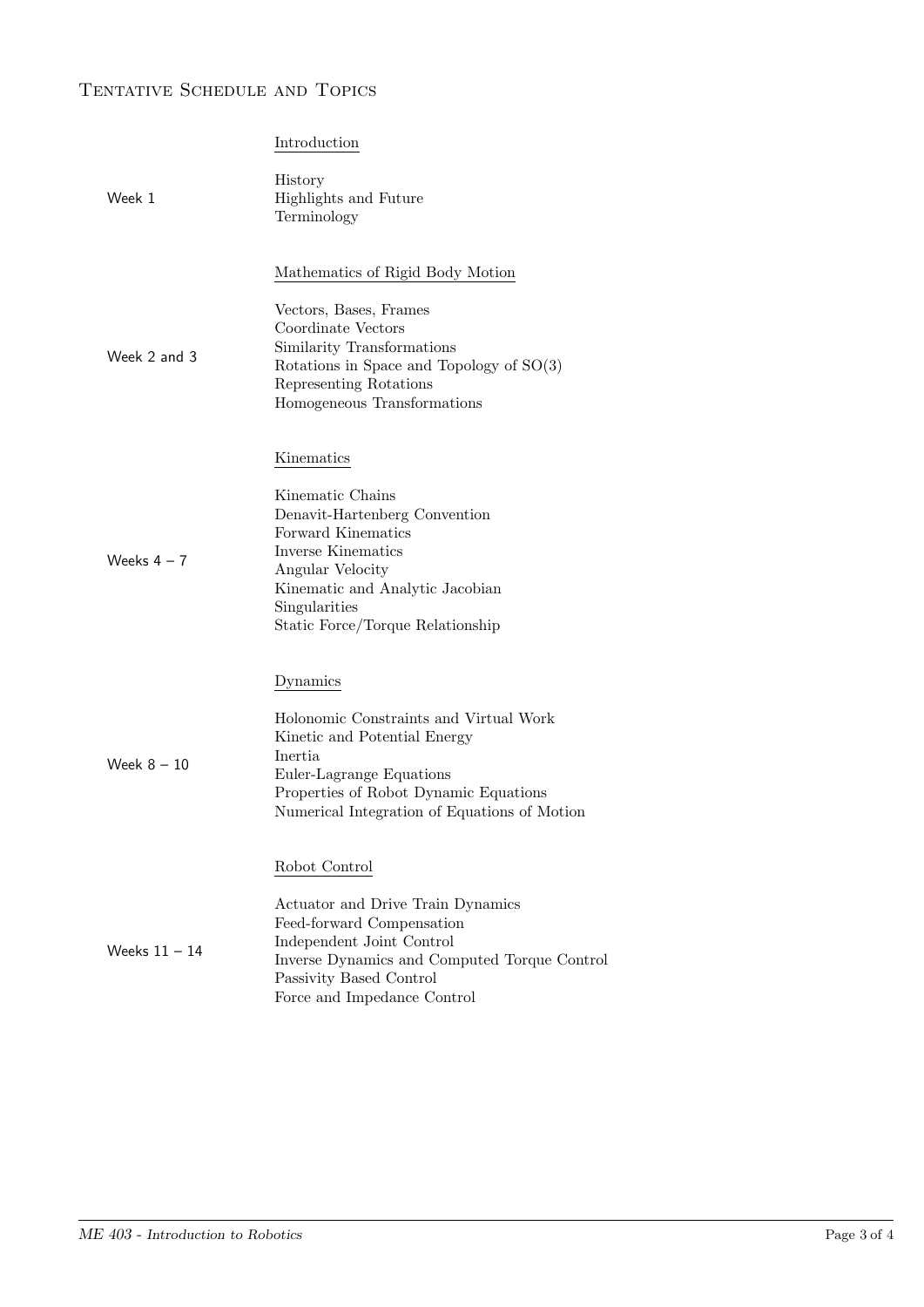## Tentative Schedule and Topics

| Week | Topics |
| --- | --- |
| | **Introduction** |
| Week 1 | History<br>Highlights and Future<br>Terminology |
| | **Mathematics of Rigid Body Motion** |
| Week 2 and 3 | Vectors, Bases, Frames<br>Coordinate Vectors<br>Similarity Transformations<br>Rotations in Space and Topology of SO(3)<br>Representing Rotations<br>Homogeneous Transformations |
| | **Kinematics** |
| Weeks 4 – 7 | Kinematic Chains<br>Denavit-Hartenberg Convention<br>Forward Kinematics<br>Inverse Kinematics<br>Angular Velocity<br>Kinematic and Analytic Jacobian<br>Singularities<br>Static Force/Torque Relationship |
| | **Dynamics** |
| Week 8 – 10 | Holonomic Constraints and Virtual Work<br>Kinetic and Potential Energy<br>Inertia<br>Euler-Lagrange Equations<br>Properties of Robot Dynamic Equations<br>Numerical Integration of Equations of Motion |
| | **Robot Control** |
| Weeks 11 – 14 | Actuator and Drive Train Dynamics<br>Feed-forward Compensation<br>Independent Joint Control<br>Inverse Dynamics and Computed Torque Control<br>Passivity Based Control<br>Force and Impedance Control |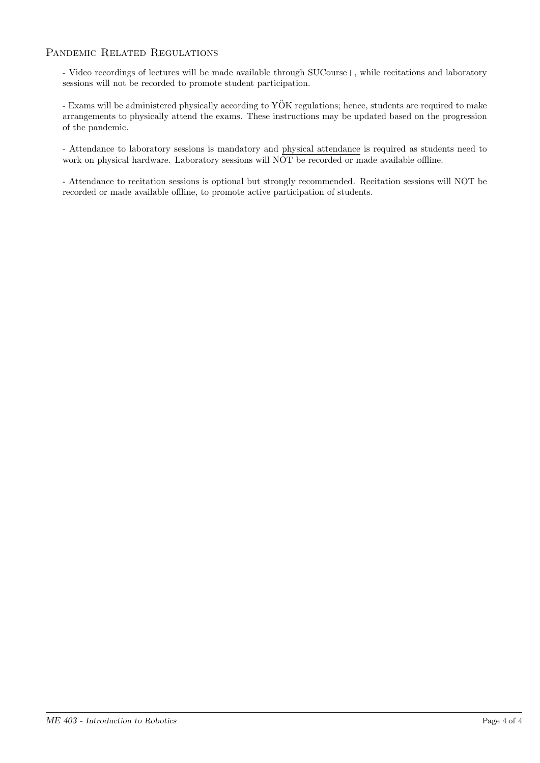## Pandemic Related Regulations

- Video recordings of lectures will be made available through SUCourse+, while recitations and laboratory sessions will not be recorded to promote student participation.

- Exams will be administered physically according to YÖK regulations; hence, students are required to make arrangements to physically attend the exams. These instructions may be updated based on the progression of the pandemic.

- Attendance to laboratory sessions is mandatory and <u>physical attendance</u> is required as students need to work on physical hardware. Laboratory sessions will NOT be recorded or made available offline.

- Attendance to recitation sessions is optional but strongly recommended. Recitation sessions will NOT be recorded or made available offline, to promote active participation of students.